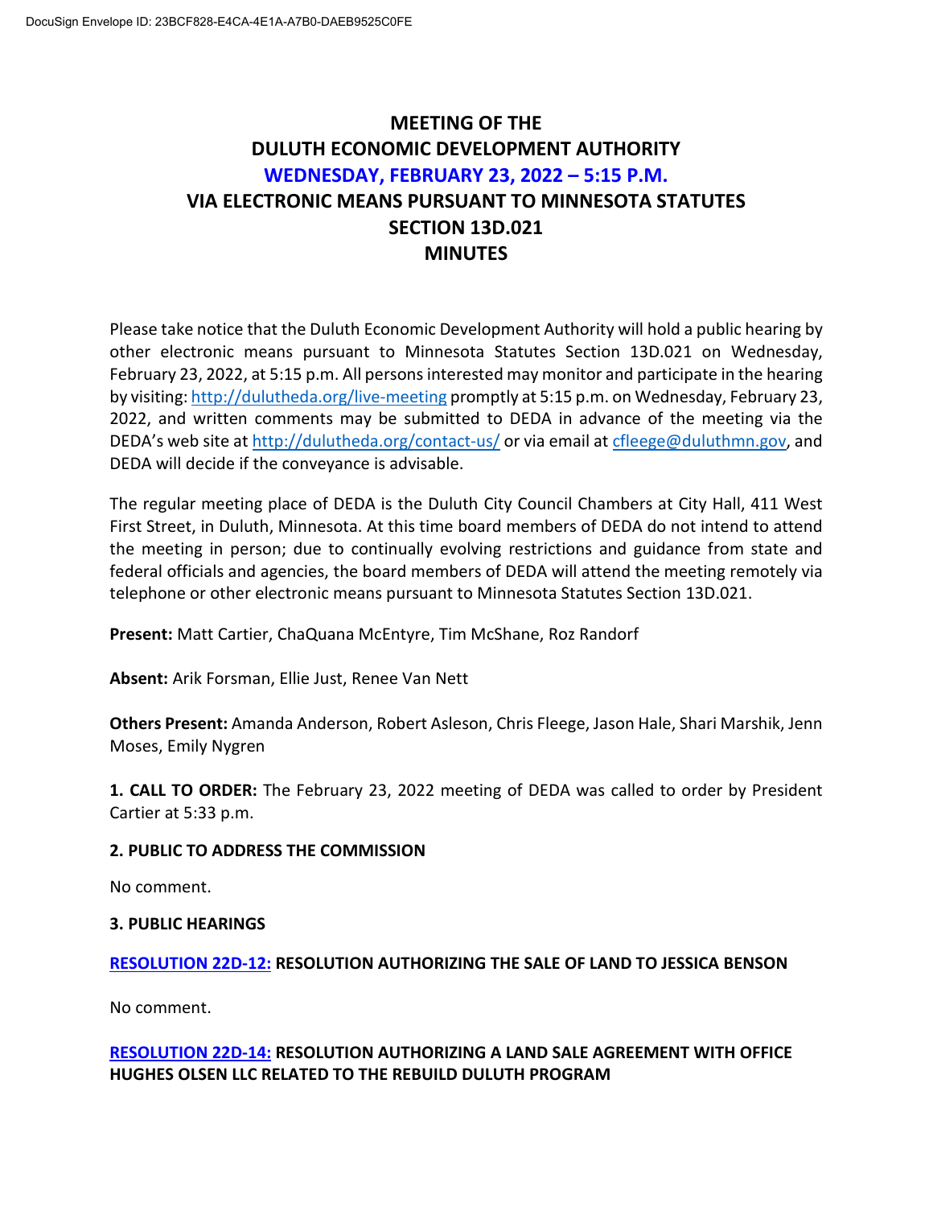# MEETING OF THE
# DULUTH ECONOMIC DEVELOPMENT AUTHORITY
# WEDNESDAY, FEBRUARY 23, 2022 – 5:15 P.M.
# VIA ELECTRONIC MEANS PURSUANT TO MINNESOTA STATUTES SECTION 13D.021
# MINUTES

Please take notice that the Duluth Economic Development Authority will hold a public hearing by other electronic means pursuant to Minnesota Statutes Section 13D.021 on Wednesday, February 23, 2022, at 5:15 p.m. All persons interested may monitor and participate in the hearing by visiting: http://dulutheda.org/live-meeting promptly at 5:15 p.m. on Wednesday, February 23, 2022, and written comments may be submitted to DEDA in advance of the meeting via the DEDA's web site at http://dulutheda.org/contact-us/ or via email at cfleege@duluthmn.gov, and DEDA will decide if the conveyance is advisable.

The regular meeting place of DEDA is the Duluth City Council Chambers at City Hall, 411 West First Street, in Duluth, Minnesota. At this time board members of DEDA do not intend to attend the meeting in person; due to continually evolving restrictions and guidance from state and federal officials and agencies, the board members of DEDA will attend the meeting remotely via telephone or other electronic means pursuant to Minnesota Statutes Section 13D.021.

**Present:** Matt Cartier, ChaQuana McEntyre, Tim McShane, Roz Randorf

**Absent:** Arik Forsman, Ellie Just, Renee Van Nett

**Others Present:** Amanda Anderson, Robert Asleson, Chris Fleege, Jason Hale, Shari Marshik, Jenn Moses, Emily Nygren

**1. CALL TO ORDER:** The February 23, 2022 meeting of DEDA was called to order by President Cartier at 5:33 p.m.

**2. PUBLIC TO ADDRESS THE COMMISSION**

No comment.

**3. PUBLIC HEARINGS**

**RESOLUTION 22D-12: RESOLUTION AUTHORIZING THE SALE OF LAND TO JESSICA BENSON**

No comment.

**RESOLUTION 22D-14: RESOLUTION AUTHORIZING A LAND SALE AGREEMENT WITH OFFICE HUGHES OLSEN LLC RELATED TO THE REBUILD DULUTH PROGRAM**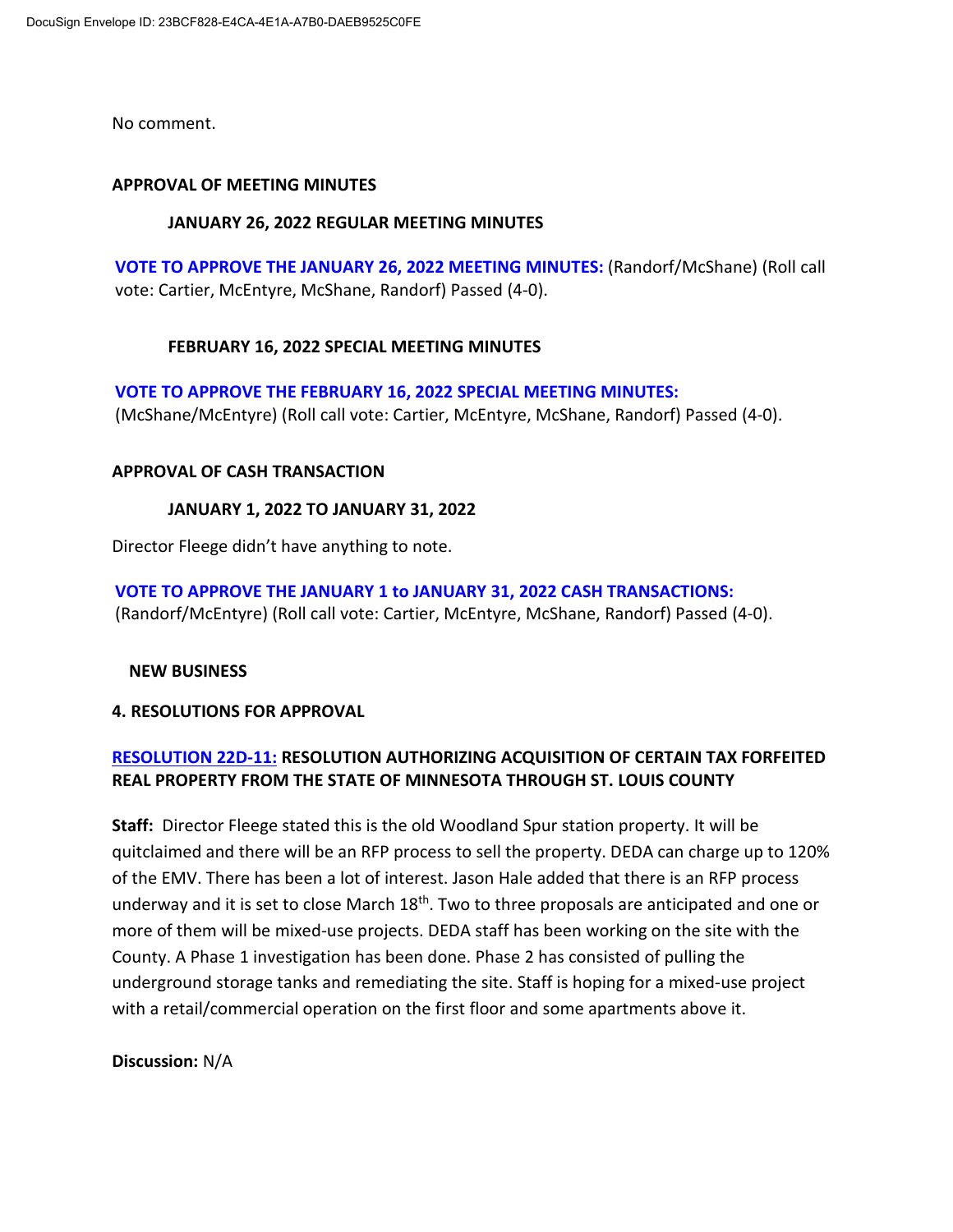No comment.

**APPROVAL OF MEETING MINUTES**

**JANUARY 26, 2022 REGULAR MEETING MINUTES**

**VOTE TO APPROVE THE JANUARY 26, 2022 MEETING MINUTES:** (Randorf/McShane) (Roll call vote: Cartier, McEntyre, McShane, Randorf) Passed (4-0).

**FEBRUARY 16, 2022 SPECIAL MEETING MINUTES**

**VOTE TO APPROVE THE FEBRUARY 16, 2022 SPECIAL MEETING MINUTES:** (McShane/McEntyre) (Roll call vote: Cartier, McEntyre, McShane, Randorf) Passed (4-0).

**APPROVAL OF CASH TRANSACTION**

**JANUARY 1, 2022 TO JANUARY 31, 2022**

Director Fleege didn't have anything to note.

**VOTE TO APPROVE THE JANUARY 1 to JANUARY 31, 2022 CASH TRANSACTIONS:** (Randorf/McEntyre) (Roll call vote: Cartier, McEntyre, McShane, Randorf) Passed (4-0).

**NEW BUSINESS**

**4. RESOLUTIONS FOR APPROVAL**

**RESOLUTION 22D-11: RESOLUTION AUTHORIZING ACQUISITION OF CERTAIN TAX FORFEITED REAL PROPERTY FROM THE STATE OF MINNESOTA THROUGH ST. LOUIS COUNTY**

**Staff:** Director Fleege stated this is the old Woodland Spur station property. It will be quitclaimed and there will be an RFP process to sell the property. DEDA can charge up to 120% of the EMV. There has been a lot of interest. Jason Hale added that there is an RFP process underway and it is set to close March 18th. Two to three proposals are anticipated and one or more of them will be mixed-use projects. DEDA staff has been working on the site with the County. A Phase 1 investigation has been done. Phase 2 has consisted of pulling the underground storage tanks and remediating the site. Staff is hoping for a mixed-use project with a retail/commercial operation on the first floor and some apartments above it.

**Discussion:** N/A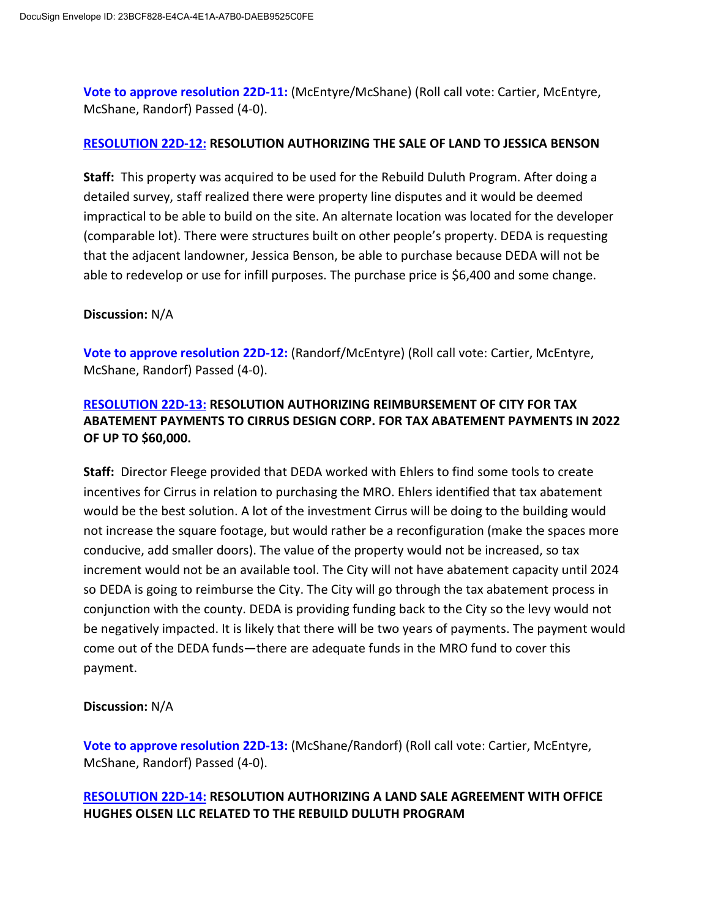**Vote to approve resolution 22D-11:** (McEntyre/McShane) (Roll call vote: Cartier, McEntyre, McShane, Randorf) Passed (4-0).

**RESOLUTION 22D-12: RESOLUTION AUTHORIZING THE SALE OF LAND TO JESSICA BENSON**

**Staff:** This property was acquired to be used for the Rebuild Duluth Program. After doing a detailed survey, staff realized there were property line disputes and it would be deemed impractical to be able to build on the site. An alternate location was located for the developer (comparable lot). There were structures built on other people's property. DEDA is requesting that the adjacent landowner, Jessica Benson, be able to purchase because DEDA will not be able to redevelop or use for infill purposes. The purchase price is $6,400 and some change.

**Discussion:** N/A

**Vote to approve resolution 22D-12:** (Randorf/McEntyre) (Roll call vote: Cartier, McEntyre, McShane, Randorf) Passed (4-0).

**RESOLUTION 22D-13: RESOLUTION AUTHORIZING REIMBURSEMENT OF CITY FOR TAX ABATEMENT PAYMENTS TO CIRRUS DESIGN CORP. FOR TAX ABATEMENT PAYMENTS IN 2022 OF UP TO $60,000.**

**Staff:** Director Fleege provided that DEDA worked with Ehlers to find some tools to create incentives for Cirrus in relation to purchasing the MRO. Ehlers identified that tax abatement would be the best solution. A lot of the investment Cirrus will be doing to the building would not increase the square footage, but would rather be a reconfiguration (make the spaces more conducive, add smaller doors). The value of the property would not be increased, so tax increment would not be an available tool. The City will not have abatement capacity until 2024 so DEDA is going to reimburse the City. The City will go through the tax abatement process in conjunction with the county. DEDA is providing funding back to the City so the levy would not be negatively impacted. It is likely that there will be two years of payments. The payment would come out of the DEDA funds—there are adequate funds in the MRO fund to cover this payment.

**Discussion:** N/A

**Vote to approve resolution 22D-13:** (McShane/Randorf) (Roll call vote: Cartier, McEntyre, McShane, Randorf) Passed (4-0).

**RESOLUTION 22D-14: RESOLUTION AUTHORIZING A LAND SALE AGREEMENT WITH OFFICE HUGHES OLSEN LLC RELATED TO THE REBUILD DULUTH PROGRAM**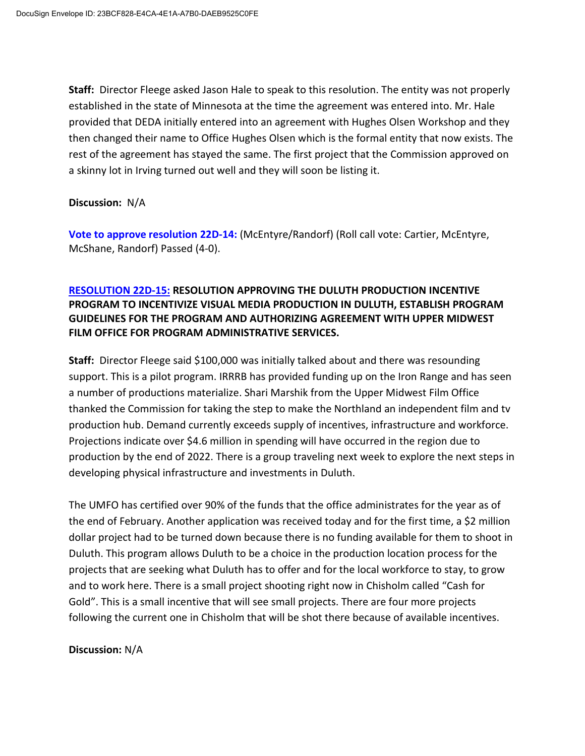**Staff:** Director Fleege asked Jason Hale to speak to this resolution. The entity was not properly established in the state of Minnesota at the time the agreement was entered into. Mr. Hale provided that DEDA initially entered into an agreement with Hughes Olsen Workshop and they then changed their name to Office Hughes Olsen which is the formal entity that now exists. The rest of the agreement has stayed the same. The first project that the Commission approved on a skinny lot in Irving turned out well and they will soon be listing it.

**Discussion:** N/A

**Vote to approve resolution 22D-14:** (McEntyre/Randorf) (Roll call vote: Cartier, McEntyre, McShane, Randorf) Passed (4-0).

**RESOLUTION 22D-15: RESOLUTION APPROVING THE DULUTH PRODUCTION INCENTIVE PROGRAM TO INCENTIVIZE VISUAL MEDIA PRODUCTION IN DULUTH, ESTABLISH PROGRAM GUIDELINES FOR THE PROGRAM AND AUTHORIZING AGREEMENT WITH UPPER MIDWEST FILM OFFICE FOR PROGRAM ADMINISTRATIVE SERVICES.**

**Staff:** Director Fleege said $100,000 was initially talked about and there was resounding support. This is a pilot program. IRRRB has provided funding up on the Iron Range and has seen a number of productions materialize. Shari Marshik from the Upper Midwest Film Office thanked the Commission for taking the step to make the Northland an independent film and tv production hub. Demand currently exceeds supply of incentives, infrastructure and workforce. Projections indicate over $4.6 million in spending will have occurred in the region due to production by the end of 2022. There is a group traveling next week to explore the next steps in developing physical infrastructure and investments in Duluth.

The UMFO has certified over 90% of the funds that the office administrates for the year as of the end of February. Another application was received today and for the first time, a $2 million dollar project had to be turned down because there is no funding available for them to shoot in Duluth. This program allows Duluth to be a choice in the production location process for the projects that are seeking what Duluth has to offer and for the local workforce to stay, to grow and to work here. There is a small project shooting right now in Chisholm called "Cash for Gold". This is a small incentive that will see small projects. There are four more projects following the current one in Chisholm that will be shot there because of available incentives.

**Discussion:** N/A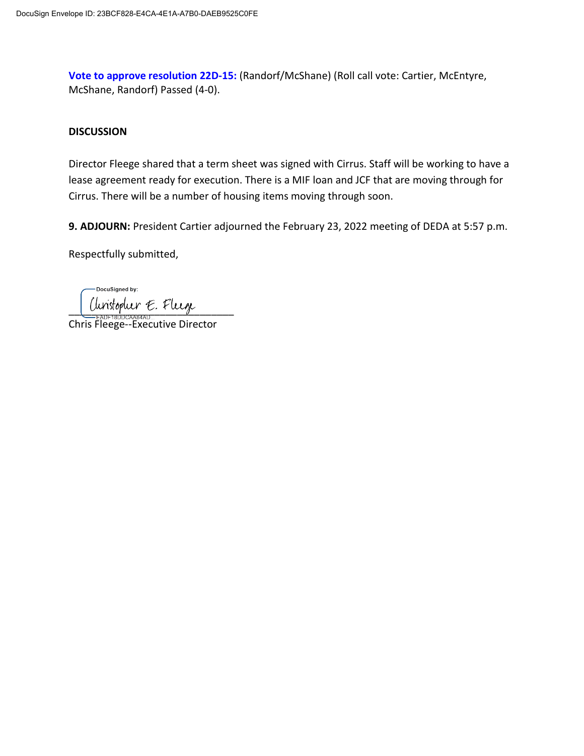**Vote to approve resolution 22D-15:** (Randorf/McShane) (Roll call vote: Cartier, McEntyre, McShane, Randorf) Passed (4-0).

**DISCUSSION**

Director Fleege shared that a term sheet was signed with Cirrus. Staff will be working to have a lease agreement ready for execution. There is a MIF loan and JCF that are moving through for Cirrus. There will be a number of housing items moving through soon.

**9. ADJOURN:** President Cartier adjourned the February 23, 2022 meeting of DEDA at 5:57 p.m.

Respectfully submitted,

DocuSigned by:
Christopher E. Fleege
EADF18DDCAA84AD...

Chris Fleege--Executive Director